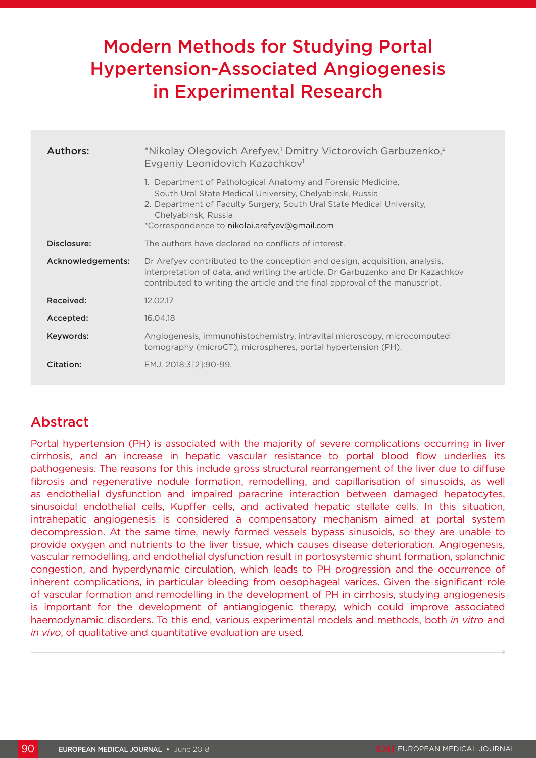# Modern Methods for Studying Portal Hypertension-Associated Angiogenesis in Experimental Research

| | |
|---|---|
| **Authors:** | *Nikolay Olegovich Arefyev,[1] Dmitry Victorovich Garbuzenko,[2] Evgeniy Leonidovich Kazachkov[1]<br><br>1. Department of Pathological Anatomy and Forensic Medicine, South Ural State Medical University, Chelyabinsk, Russia<br>2. Department of Faculty Surgery, South Ural State Medical University, Chelyabinsk, Russia<br>*Correspondence to nikolai.arefyev@gmail.com |
| **Disclosure:** | The authors have declared no conflicts of interest. |
| **Acknowledgements:** | Dr Arefyev contributed to the conception and design, acquisition, analysis, interpretation of data, and writing the article. Dr Garbuzenko and Dr Kazachkov contributed to writing the article and the final approval of the manuscript. |
| **Received:** | 12.02.17 |
| **Accepted:** | 16.04.18 |
| **Keywords:** | Angiogenesis, immunohistochemistry, intravital microscopy, microcomputed tomography (microCT), microspheres, portal hypertension (PH). |
| **Citation:** | EMJ. 2018;3[2]:90-99. |

## Abstract

Portal hypertension (PH) is associated with the majority of severe complications occurring in liver cirrhosis, and an increase in hepatic vascular resistance to portal blood flow underlies its pathogenesis. The reasons for this include gross structural rearrangement of the liver due to diffuse fibrosis and regenerative nodule formation, remodelling, and capillarisation of sinusoids, as well as endothelial dysfunction and impaired paracrine interaction between damaged hepatocytes, sinusoidal endothelial cells, Kupffer cells, and activated hepatic stellate cells. In this situation, intrahepatic angiogenesis is considered a compensatory mechanism aimed at portal system decompression. At the same time, newly formed vessels bypass sinusoids, so they are unable to provide oxygen and nutrients to the liver tissue, which causes disease deterioration. Angiogenesis, vascular remodelling, and endothelial dysfunction result in portosystemic shunt formation, splanchnic congestion, and hyperdynamic circulation, which leads to PH progression and the occurrence of inherent complications, in particular bleeding from oesophageal varices. Given the significant role of vascular formation and remodelling in the development of PH in cirrhosis, studying angiogenesis is important for the development of antiangiogenic therapy, which could improve associated haemodynamic disorders. To this end, various experimental models and methods, both *in vitro* and *in vivo*, of qualitative and quantitative evaluation are used.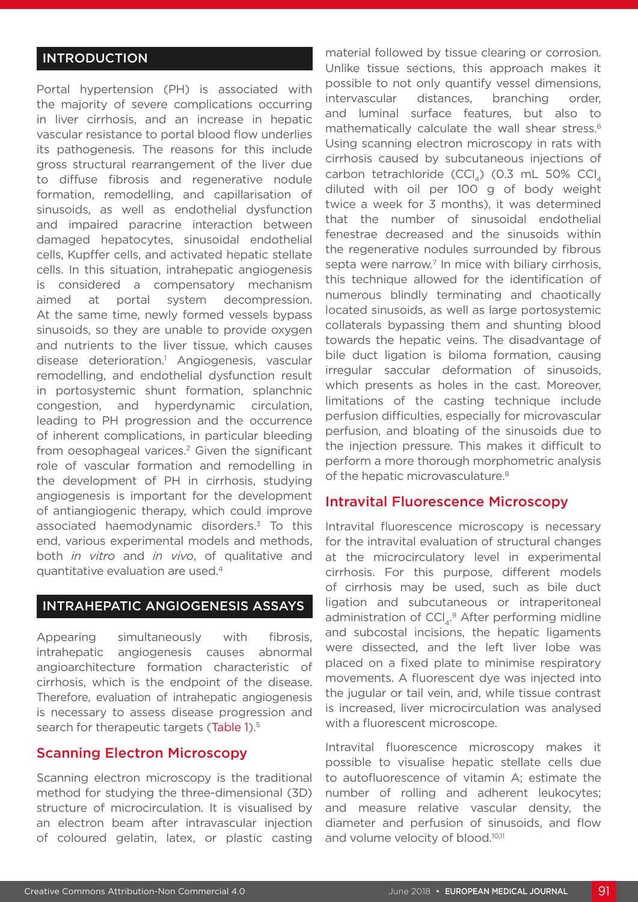## INTRODUCTION

Portal hypertension (PH) is associated with the majority of severe complications occurring in liver cirrhosis, and an increase in hepatic vascular resistance to portal blood flow underlies its pathogenesis. The reasons for this include gross structural rearrangement of the liver due to diffuse fibrosis and regenerative nodule formation, remodelling, and capillarisation of sinusoids, as well as endothelial dysfunction and impaired paracrine interaction between damaged hepatocytes, sinusoidal endothelial cells, Kupffer cells, and activated hepatic stellate cells. In this situation, intrahepatic angiogenesis is considered a compensatory mechanism aimed at portal system decompression. At the same time, newly formed vessels bypass sinusoids, so they are unable to provide oxygen and nutrients to the liver tissue, which causes disease deterioration.[1] Angiogenesis, vascular remodelling, and endothelial dysfunction result in portosystemic shunt formation, splanchnic congestion, and hyperdynamic circulation, leading to PH progression and the occurrence of inherent complications, in particular bleeding from oesophageal varices.[2] Given the significant role of vascular formation and remodelling in the development of PH in cirrhosis, studying angiogenesis is important for the development of antiangiogenic therapy, which could improve associated haemodynamic disorders.[3] To this end, various experimental models and methods, both *in vitro* and *in vivo*, of qualitative and quantitative evaluation are used.[4]

## INTRAHEPATIC ANGIOGENESIS ASSAYS

Appearing simultaneously with fibrosis, intrahepatic angiogenesis causes abnormal angioarchitecture formation characteristic of cirrhosis, which is the endpoint of the disease. Therefore, evaluation of intrahepatic angiogenesis is necessary to assess disease progression and search for therapeutic targets (Table 1).[5]

### Scanning Electron Microscopy

Scanning electron microscopy is the traditional method for studying the three-dimensional (3D) structure of microcirculation. It is visualised by an electron beam after intravascular injection of coloured gelatin, latex, or plastic casting material followed by tissue clearing or corrosion. Unlike tissue sections, this approach makes it possible to not only quantify vessel dimensions, intervascular distances, branching order, and luminal surface features, but also to mathematically calculate the wall shear stress.[6] Using scanning electron microscopy in rats with cirrhosis caused by subcutaneous injections of carbon tetrachloride ($CCl_4$) (0.3 mL 50% $CCl_4$ diluted with oil per 100 g of body weight twice a week for 3 months), it was determined that the number of sinusoidal endothelial fenestrae decreased and the sinusoids within the regenerative nodules surrounded by fibrous septa were narrow.[7] In mice with biliary cirrhosis, this technique allowed for the identification of numerous blindly terminating and chaotically located sinusoids, as well as large portosystemic collaterals bypassing them and shunting blood towards the hepatic veins. The disadvantage of bile duct ligation is biloma formation, causing irregular saccular deformation of sinusoids, which presents as holes in the cast. Moreover, limitations of the casting technique include perfusion difficulties, especially for microvascular perfusion, and bloating of the sinusoids due to the injection pressure. This makes it difficult to perform a more thorough morphometric analysis of the hepatic microvasculature.[8]

### Intravital Fluorescence Microscopy

Intravital fluorescence microscopy is necessary for the intravital evaluation of structural changes at the microcirculatory level in experimental cirrhosis. For this purpose, different models of cirrhosis may be used, such as bile duct ligation and subcutaneous or intraperitoneal administration of $CCl_4$.[9] After performing midline and subcostal incisions, the hepatic ligaments were dissected, and the left liver lobe was placed on a fixed plate to minimise respiratory movements. A fluorescent dye was injected into the jugular or tail vein, and, while tissue contrast is increased, liver microcirculation was analysed with a fluorescent microscope.

Intravital fluorescence microscopy makes it possible to visualise hepatic stellate cells due to autofluorescence of vitamin A; estimate the number of rolling and adherent leukocytes; and measure relative vascular density, the diameter and perfusion of sinusoids, and flow and volume velocity of blood.[10,11]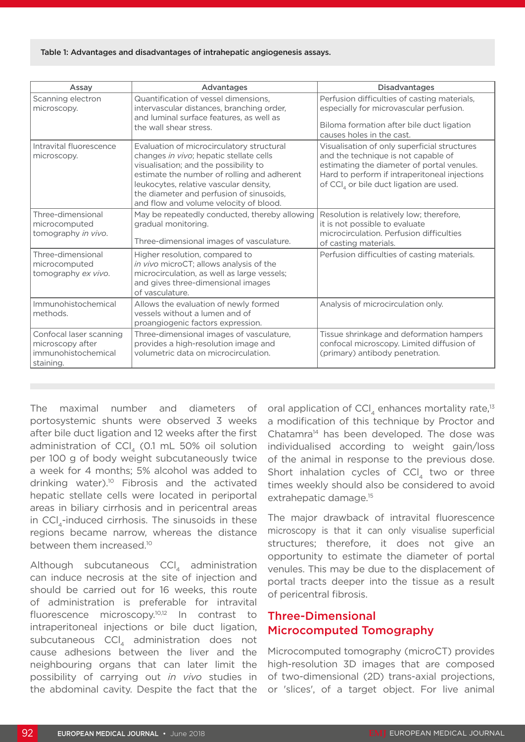Table 1: Advantages and disadvantages of intrahepatic angiogenesis assays.

| Assay | Advantages | Disadvantages |
|---|---|---|
| Scanning electron microscopy. | Quantification of vessel dimensions, intervascular distances, branching order, and luminal surface features, as well as the wall shear stress. | Perfusion difficulties of casting materials, especially for microvascular perfusion.<br><br>Biloma formation after bile duct ligation causes holes in the cast. |
| Intravital fluorescence microscopy. | Evaluation of microcirculatory structural changes *in vivo*; hepatic stellate cells visualisation; and the possibility to estimate the number of rolling and adherent leukocytes, relative vascular density, the diameter and perfusion of sinusoids, and flow and volume velocity of blood. | Visualisation of only superficial structures and the technique is not capable of estimating the diameter of portal venules. Hard to perform if intraperitoneal injections of $CCl_4$ or bile duct ligation are used. |
| Three-dimensional microcomputed tomography *in vivo*. | May be repeatedly conducted, thereby allowing gradual monitoring.<br><br>Three-dimensional images of vasculature. | Resolution is relatively low; therefore, it is not possible to evaluate microcirculation. Perfusion difficulties of casting materials. |
| Three-dimensional microcomputed tomography *ex vivo*. | Higher resolution, compared to *in vivo* microCT; allows analysis of the microcirculation, as well as large vessels; and gives three-dimensional images of vasculature. | Perfusion difficulties of casting materials. |
| Immunohistochemical methods. | Allows the evaluation of newly formed vessels without a lumen and of proangiogenic factors expression. | Analysis of microcirculation only. |
| Confocal laser scanning microscopy after immunohistochemical staining. | Three-dimensional images of vasculature, provides a high-resolution image and volumetric data on microcirculation. | Tissue shrinkage and deformation hampers confocal microscopy. Limited diffusion of (primary) antibody penetration. |

The maximal number and diameters of portosystemic shunts were observed 3 weeks after bile duct ligation and 12 weeks after the first administration of $CCl_4$ (0.1 mL 50% oil solution per 100 g of body weight subcutaneously twice a week for 4 months; 5% alcohol was added to drinking water).[10] Fibrosis and the activated hepatic stellate cells were located in periportal areas in biliary cirrhosis and in pericentral areas in $CCl_4$-induced cirrhosis. The sinusoids in these regions became narrow, whereas the distance between them increased.[10]

Although subcutaneous $CCl_4$ administration can induce necrosis at the site of injection and should be carried out for 16 weeks, this route of administration is preferable for intravital fluorescence microscopy.[10,12] In contrast to intraperitoneal injections or bile duct ligation, subcutaneous $CCl_4$ administration does not cause adhesions between the liver and the neighbouring organs that can later limit the possibility of carrying out *in vivo* studies in the abdominal cavity. Despite the fact that the oral application of $CCl_4$ enhances mortality rate,[13] a modification of this technique by Proctor and Chatamra[14] has been developed. The dose was individualised according to weight gain/loss of the animal in response to the previous dose. Short inhalation cycles of $CCl_4$ two or three times weekly should also be considered to avoid extrahepatic damage.[15]

The major drawback of intravital fluorescence microscopy is that it can only visualise superficial structures; therefore, it does not give an opportunity to estimate the diameter of portal venules. This may be due to the displacement of portal tracts deeper into the tissue as a result of pericentral fibrosis.

## Three-Dimensional Microcomputed Tomography

Microcomputed tomography (microCT) provides high-resolution 3D images that are composed of two-dimensional (2D) trans-axial projections, or 'slices', of a target object. For live animal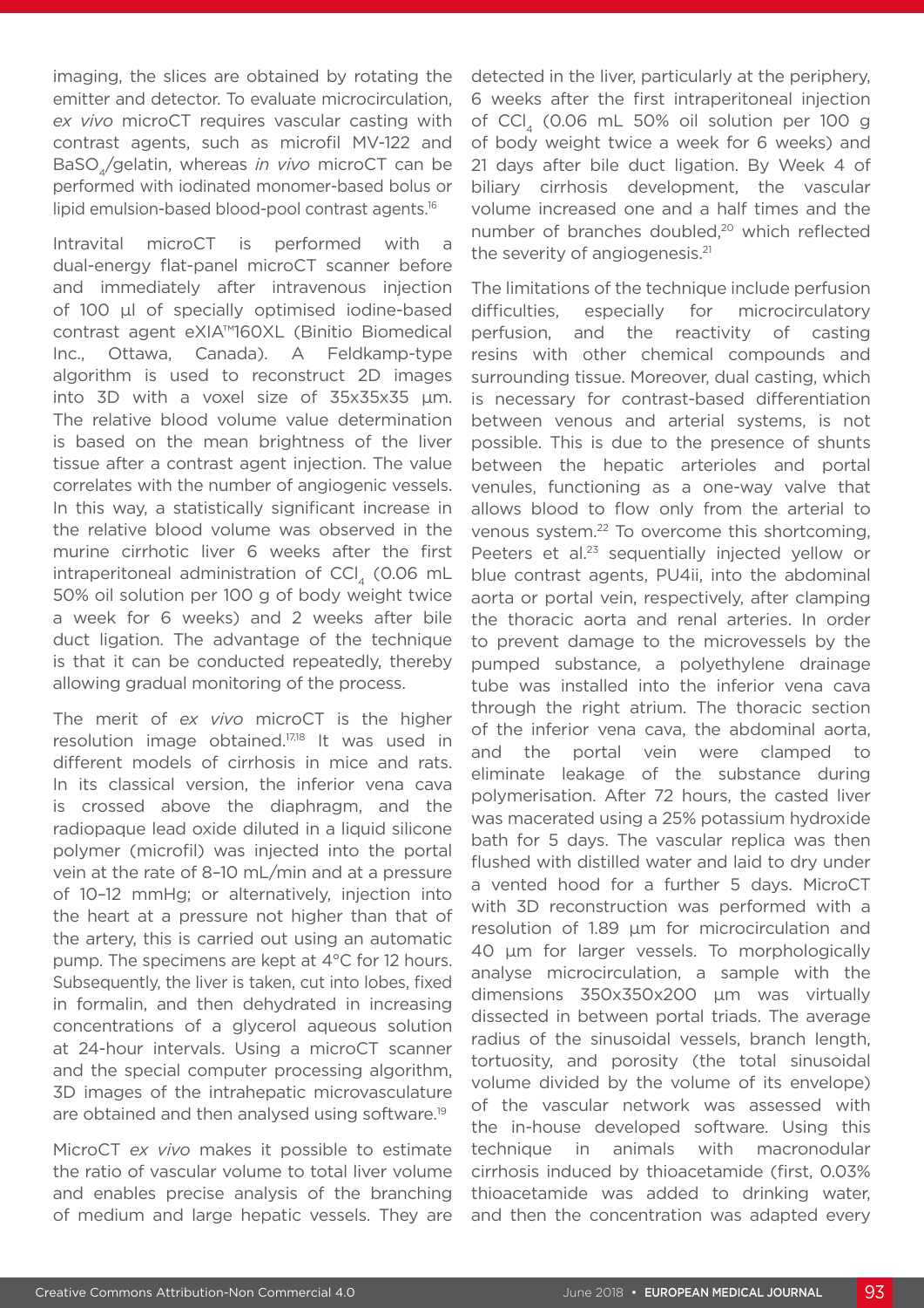imaging, the slices are obtained by rotating the emitter and detector. To evaluate microcirculation, *ex vivo* microCT requires vascular casting with contrast agents, such as microfil MV-122 and $BaSO_4$/gelatin, whereas *in vivo* microCT can be performed with iodinated monomer-based bolus or lipid emulsion-based blood-pool contrast agents.[16]

Intravital microCT is performed with a dual-energy flat-panel microCT scanner before and immediately after intravenous injection of 100 µl of specially optimised iodine-based contrast agent eXIA™160XL (Binitio Biomedical Inc., Ottawa, Canada). A Feldkamp-type algorithm is used to reconstruct 2D images into 3D with a voxel size of 35x35x35 µm. The relative blood volume value determination is based on the mean brightness of the liver tissue after a contrast agent injection. The value correlates with the number of angiogenic vessels. In this way, a statistically significant increase in the relative blood volume was observed in the murine cirrhotic liver 6 weeks after the first intraperitoneal administration of $CCl_4$ (0.06 mL 50% oil solution per 100 g of body weight twice a week for 6 weeks) and 2 weeks after bile duct ligation. The advantage of the technique is that it can be conducted repeatedly, thereby allowing gradual monitoring of the process.

The merit of *ex vivo* microCT is the higher resolution image obtained.[17,18] It was used in different models of cirrhosis in mice and rats. In its classical version, the inferior vena cava is crossed above the diaphragm, and the radiopaque lead oxide diluted in a liquid silicone polymer (microfil) was injected into the portal vein at the rate of 8–10 mL/min and at a pressure of 10–12 mmHg; or alternatively, injection into the heart at a pressure not higher than that of the artery, this is carried out using an automatic pump. The specimens are kept at 4°C for 12 hours. Subsequently, the liver is taken, cut into lobes, fixed in formalin, and then dehydrated in increasing concentrations of a glycerol aqueous solution at 24-hour intervals. Using a microCT scanner and the special computer processing algorithm, 3D images of the intrahepatic microvasculature are obtained and then analysed using software.[19]

MicroCT *ex vivo* makes it possible to estimate the ratio of vascular volume to total liver volume and enables precise analysis of the branching of medium and large hepatic vessels. They are detected in the liver, particularly at the periphery, 6 weeks after the first intraperitoneal injection of $CCl_4$ (0.06 mL 50% oil solution per 100 g of body weight twice a week for 6 weeks) and 21 days after bile duct ligation. By Week 4 of biliary cirrhosis development, the vascular volume increased one and a half times and the number of branches doubled,[20] which reflected the severity of angiogenesis.[21]

The limitations of the technique include perfusion difficulties, especially for microcirculatory perfusion, and the reactivity of casting resins with other chemical compounds and surrounding tissue. Moreover, dual casting, which is necessary for contrast-based differentiation between venous and arterial systems, is not possible. This is due to the presence of shunts between the hepatic arterioles and portal venules, functioning as a one-way valve that allows blood to flow only from the arterial to venous system.[22] To overcome this shortcoming, Peeters et al.[23] sequentially injected yellow or blue contrast agents, PU4ii, into the abdominal aorta or portal vein, respectively, after clamping the thoracic aorta and renal arteries. In order to prevent damage to the microvessels by the pumped substance, a polyethylene drainage tube was installed into the inferior vena cava through the right atrium. The thoracic section of the inferior vena cava, the abdominal aorta, and the portal vein were clamped to eliminate leakage of the substance during polymerisation. After 72 hours, the casted liver was macerated using a 25% potassium hydroxide bath for 5 days. The vascular replica was then flushed with distilled water and laid to dry under a vented hood for a further 5 days. MicroCT with 3D reconstruction was performed with a resolution of 1.89 µm for microcirculation and 40 µm for larger vessels. To morphologically analyse microcirculation, a sample with the dimensions 350x350x200 µm was virtually dissected in between portal triads. The average radius of the sinusoidal vessels, branch length, tortuosity, and porosity (the total sinusoidal volume divided by the volume of its envelope) of the vascular network was assessed with the in-house developed software. Using this technique in animals with macronodular cirrhosis induced by thioacetamide (first, 0.03% thioacetamide was added to drinking water, and then the concentration was adapted every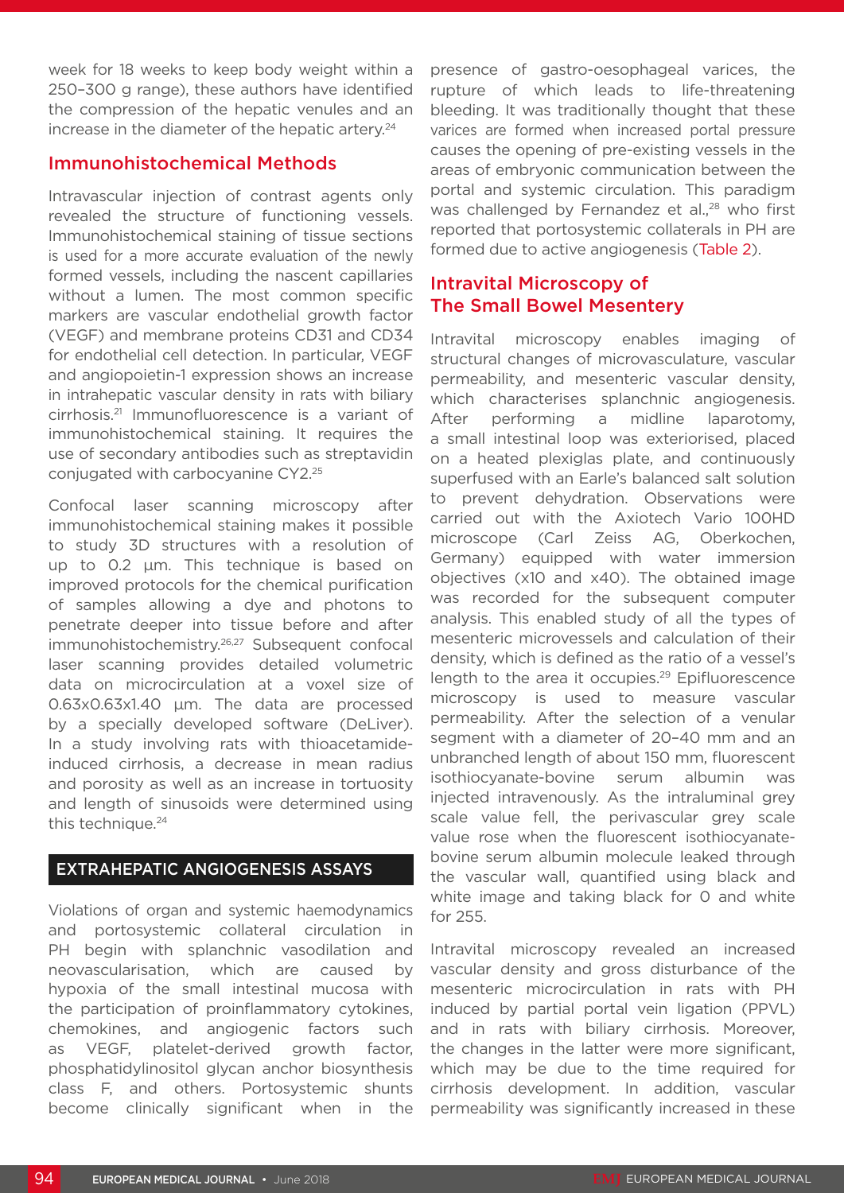week for 18 weeks to keep body weight within a 250–300 g range), these authors have identified the compression of the hepatic venules and an increase in the diameter of the hepatic artery.[24]

### Immunohistochemical Methods

Intravascular injection of contrast agents only revealed the structure of functioning vessels. Immunohistochemical staining of tissue sections is used for a more accurate evaluation of the newly formed vessels, including the nascent capillaries without a lumen. The most common specific markers are vascular endothelial growth factor (VEGF) and membrane proteins CD31 and CD34 for endothelial cell detection. In particular, VEGF and angiopoietin-1 expression shows an increase in intrahepatic vascular density in rats with biliary cirrhosis.[21] Immunofluorescence is a variant of immunohistochemical staining. It requires the use of secondary antibodies such as streptavidin conjugated with carbocyanine CY2.[25]

Confocal laser scanning microscopy after immunohistochemical staining makes it possible to study 3D structures with a resolution of up to 0.2 μm. This technique is based on improved protocols for the chemical purification of samples allowing a dye and photons to penetrate deeper into tissue before and after immunohistochemistry.[26,27] Subsequent confocal laser scanning provides detailed volumetric data on microcirculation at a voxel size of 0.63x0.63x1.40 μm. The data are processed by a specially developed software (DeLiver). In a study involving rats with thioacetamide-induced cirrhosis, a decrease in mean radius and porosity as well as an increase in tortuosity and length of sinusoids were determined using this technique.[24]

## EXTRAHEPATIC ANGIOGENESIS ASSAYS

Violations of organ and systemic haemodynamics and portosystemic collateral circulation in PH begin with splanchnic vasodilation and neovascularisation, which are caused by hypoxia of the small intestinal mucosa with the participation of proinflammatory cytokines, chemokines, and angiogenic factors such as VEGF, platelet-derived growth factor, phosphatidylinositol glycan anchor biosynthesis class F, and others. Portosystemic shunts become clinically significant when in the presence of gastro-oesophageal varices, the rupture of which leads to life-threatening bleeding. It was traditionally thought that these varices are formed when increased portal pressure causes the opening of pre-existing vessels in the areas of embryonic communication between the portal and systemic circulation. This paradigm was challenged by Fernandez et al.,[28] who first reported that portosystemic collaterals in PH are formed due to active angiogenesis (Table 2).

### Intravital Microscopy of The Small Bowel Mesentery

Intravital microscopy enables imaging of structural changes of microvasculature, vascular permeability, and mesenteric vascular density, which characterises splanchnic angiogenesis. After performing a midline laparotomy, a small intestinal loop was exteriorised, placed on a heated plexiglas plate, and continuously superfused with an Earle's balanced salt solution to prevent dehydration. Observations were carried out with the Axiotech Vario 100HD microscope (Carl Zeiss AG, Oberkochen, Germany) equipped with water immersion objectives (x10 and x40). The obtained image was recorded for the subsequent computer analysis. This enabled study of all the types of mesenteric microvessels and calculation of their density, which is defined as the ratio of a vessel's length to the area it occupies.[29] Epifluorescence microscopy is used to measure vascular permeability. After the selection of a venular segment with a diameter of 20–40 mm and an unbranched length of about 150 mm, fluorescent isothiocyanate-bovine serum albumin was injected intravenously. As the intraluminal grey scale value fell, the perivascular grey scale value rose when the fluorescent isothiocyanate-bovine serum albumin molecule leaked through the vascular wall, quantified using black and white image and taking black for 0 and white for 255.

Intravital microscopy revealed an increased vascular density and gross disturbance of the mesenteric microcirculation in rats with PH induced by partial portal vein ligation (PPVL) and in rats with biliary cirrhosis. Moreover, the changes in the latter were more significant, which may be due to the time required for cirrhosis development. In addition, vascular permeability was significantly increased in these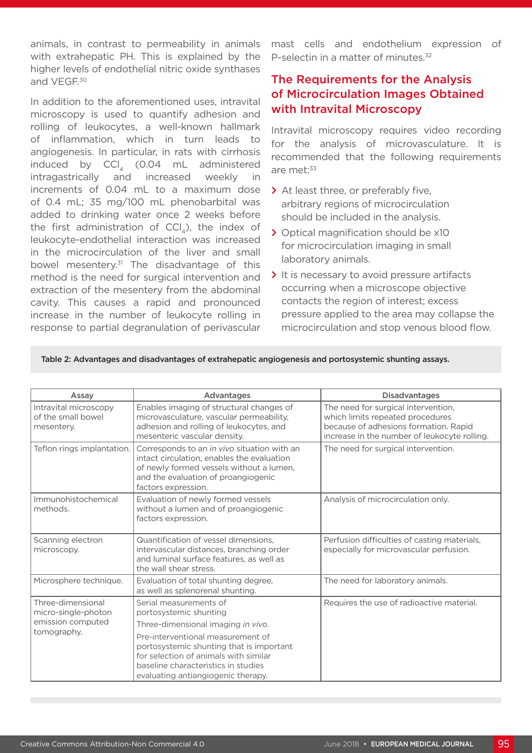animals, in contrast to permeability in animals with extrahepatic PH. This is explained by the higher levels of endothelial nitric oxide synthases and VEGF.[30]

In addition to the aforementioned uses, intravital microscopy is used to quantify adhesion and rolling of leukocytes, a well-known hallmark of inflammation, which in turn leads to angiogenesis. In particular, in rats with cirrhosis induced by $CCl_4$ (0.04 mL administered intragastrically and increased weekly in increments of 0.04 mL to a maximum dose of 0.4 mL; 35 mg/100 mL phenobarbital was added to drinking water once 2 weeks before the first administration of $CCl_4$), the index of leukocyte-endothelial interaction was increased in the microcirculation of the liver and small bowel mesentery.[31] The disadvantage of this method is the need for surgical intervention and extraction of the mesentery from the abdominal cavity. This causes a rapid and pronounced increase in the number of leukocyte rolling in response to partial degranulation of perivascular mast cells and endothelium expression of P-selectin in a matter of minutes.[32]

## The Requirements for the Analysis of Microcirculation Images Obtained with Intravital Microscopy

Intravital microscopy requires video recording for the analysis of microvasculature. It is recommended that the following requirements are met:[33]

- At least three, or preferably five, arbitrary regions of microcirculation should be included in the analysis.
- Optical magnification should be x10 for microcirculation imaging in small laboratory animals.
- It is necessary to avoid pressure artifacts occurring when a microscope objective contacts the region of interest; excess pressure applied to the area may collapse the microcirculation and stop venous blood flow.

**Table 2: Advantages and disadvantages of extrahepatic angiogenesis and portosystemic shunting assays.**

| Assay | Advantages | Disadvantages |
|---|---|---|
| Intravital microscopy of the small bowel mesentery. | Enables imaging of structural changes of microvasculature, vascular permeability, adhesion and rolling of leukocytes, and mesenteric vascular density. | The need for surgical intervention, which limits repeated procedures because of adhesions formation. Rapid increase in the number of leukocyte rolling. |
| Teflon rings implantation. | Corresponds to an *in vivo* situation with an intact circulation, enables the evaluation of newly formed vessels without a lumen, and the evaluation of proangiogenic factors expression. | The need for surgical intervention. |
| Immunohistochemical methods. | Evaluation of newly formed vessels without a lumen and of proangiogenic factors expression. | Analysis of microcirculation only. |
| Scanning electron microscopy. | Quantification of vessel dimensions, intervascular distances, branching order and luminal surface features, as well as the wall shear stress. | Perfusion difficulties of casting materials, especially for microvascular perfusion. |
| Microsphere technique. | Evaluation of total shunting degree, as well as splenorenal shunting. | The need for laboratory animals. |
| Three-dimensional micro-single-photon emission computed tomography. | Serial measurements of portosystemic shunting<br>Three-dimensional imaging *in vivo*.<br>Pre-interventional measurement of portosystemic shunting that is important for selection of animals with similar baseline characteristics in studies evaluating antiangiogenic therapy. | Requires the use of radioactive material. |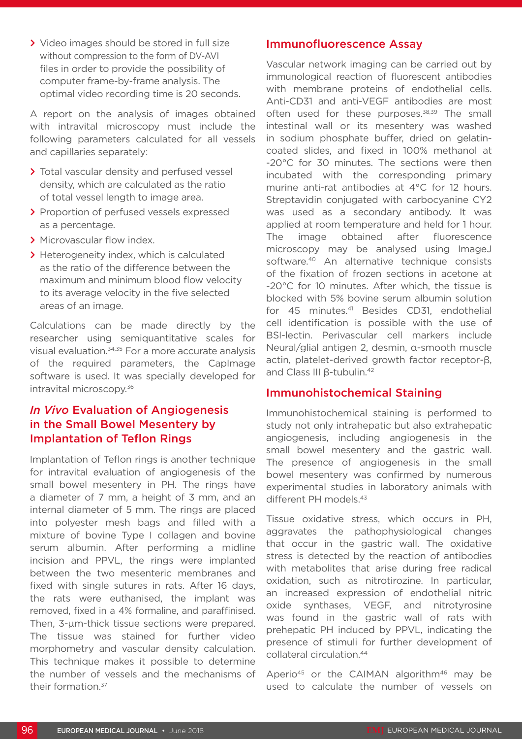- Video images should be stored in full size without compression to the form of DV-AVI files in order to provide the possibility of computer frame-by-frame analysis. The optimal video recording time is 20 seconds.

A report on the analysis of images obtained with intravital microscopy must include the following parameters calculated for all vessels and capillaries separately:

- Total vascular density and perfused vessel density, which are calculated as the ratio of total vessel length to image area.
- Proportion of perfused vessels expressed as a percentage.
- Microvascular flow index.
- Heterogeneity index, which is calculated as the ratio of the difference between the maximum and minimum blood flow velocity to its average velocity in the five selected areas of an image.

Calculations can be made directly by the researcher using semiquantitative scales for visual evaluation.[34,35] For a more accurate analysis of the required parameters, the CapImage software is used. It was specially developed for intravital microscopy.[36]

## *In Vivo* Evaluation of Angiogenesis in the Small Bowel Mesentery by Implantation of Teflon Rings

Implantation of Teflon rings is another technique for intravital evaluation of angiogenesis of the small bowel mesentery in PH. The rings have a diameter of 7 mm, a height of 3 mm, and an internal diameter of 5 mm. The rings are placed into polyester mesh bags and filled with a mixture of bovine Type I collagen and bovine serum albumin. After performing a midline incision and PPVL, the rings were implanted between the two mesenteric membranes and fixed with single sutures in rats. After 16 days, the rats were euthanised, the implant was removed, fixed in a 4% formaline, and paraffinised. Then, 3-µm-thick tissue sections were prepared. The tissue was stained for further video morphometry and vascular density calculation. This technique makes it possible to determine the number of vessels and the mechanisms of their formation.[37]

## Immunofluorescence Assay

Vascular network imaging can be carried out by immunological reaction of fluorescent antibodies with membrane proteins of endothelial cells. Anti-CD31 and anti-VEGF antibodies are most often used for these purposes.[38,39] The small intestinal wall or its mesentery was washed in sodium phosphate buffer, dried on gelatin-coated slides, and fixed in 100% methanol at -20°C for 30 minutes. The sections were then incubated with the corresponding primary murine anti-rat antibodies at 4°C for 12 hours. Streptavidin conjugated with carbocyanine CY2 was used as a secondary antibody. It was applied at room temperature and held for 1 hour. The image obtained after fluorescence microscopy may be analysed using ImageJ software.[40] An alternative technique consists of the fixation of frozen sections in acetone at -20°C for 10 minutes. After which, the tissue is blocked with 5% bovine serum albumin solution for 45 minutes.[41] Besides CD31, endothelial cell identification is possible with the use of BSI-lectin. Perivascular cell markers include Neural/glial antigen 2, desmin, α-smooth muscle actin, platelet-derived growth factor receptor-β, and Class III β-tubulin.[42]

## Immunohistochemical Staining

Immunohistochemical staining is performed to study not only intrahepatic but also extrahepatic angiogenesis, including angiogenesis in the small bowel mesentery and the gastric wall. The presence of angiogenesis in the small bowel mesentery was confirmed by numerous experimental studies in laboratory animals with different PH models.[43]

Tissue oxidative stress, which occurs in PH, aggravates the pathophysiological changes that occur in the gastric wall. The oxidative stress is detected by the reaction of antibodies with metabolites that arise during free radical oxidation, such as nitrotirozine. In particular, an increased expression of endothelial nitric oxide synthases, VEGF, and nitrotyrosine was found in the gastric wall of rats with prehepatic PH induced by PPVL, indicating the presence of stimuli for further development of collateral circulation.[44]

Aperio[45] or the CAIMAN algorithm[46] may be used to calculate the number of vessels on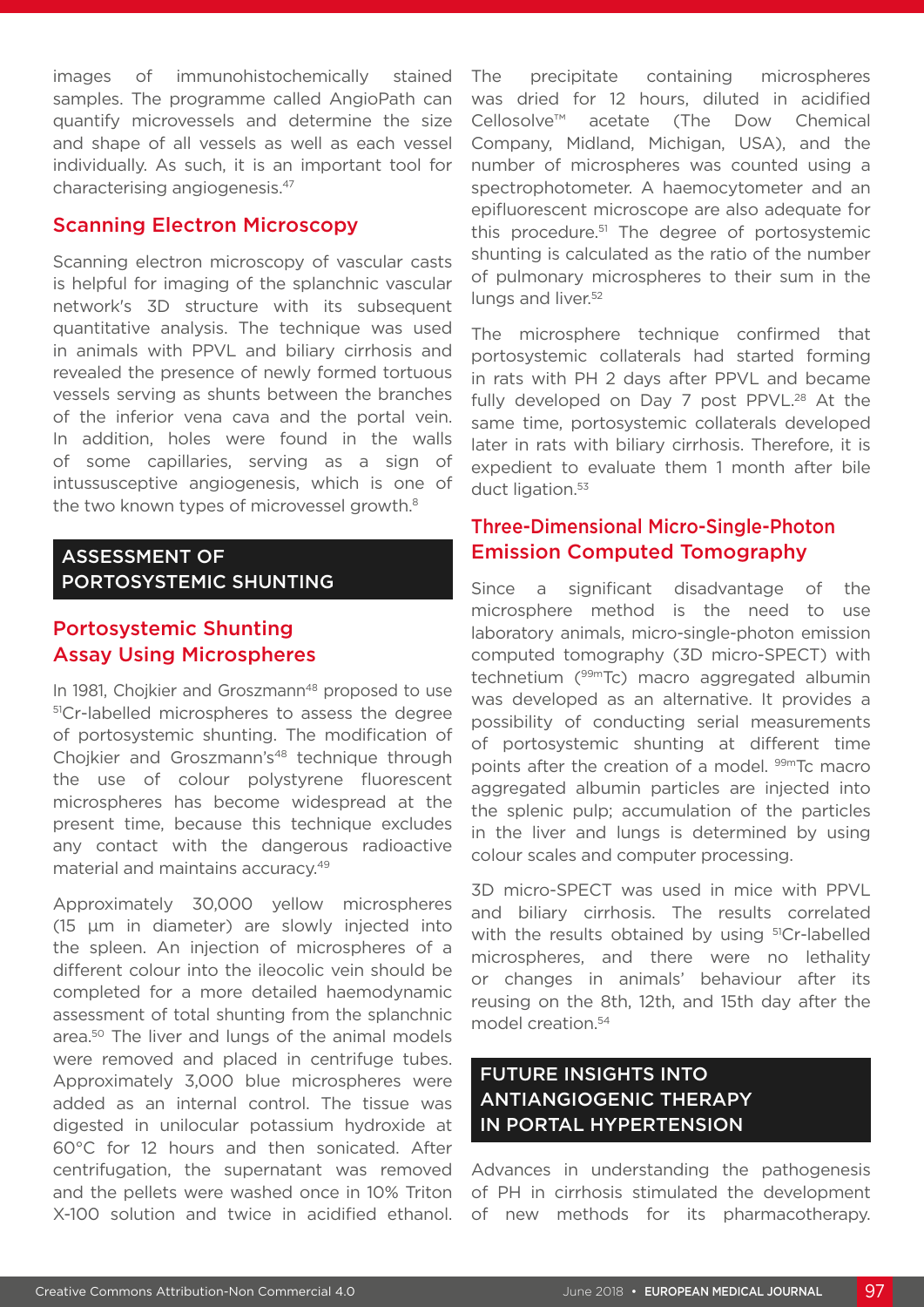images of immunohistochemically stained samples. The programme called AngioPath can quantify microvessels and determine the size and shape of all vessels as well as each vessel individually. As such, it is an important tool for characterising angiogenesis.[47]

### Scanning Electron Microscopy

Scanning electron microscopy of vascular casts is helpful for imaging of the splanchnic vascular network's 3D structure with its subsequent quantitative analysis. The technique was used in animals with PPVL and biliary cirrhosis and revealed the presence of newly formed tortuous vessels serving as shunts between the branches of the inferior vena cava and the portal vein. In addition, holes were found in the walls of some capillaries, serving as a sign of intussusceptive angiogenesis, which is one of the two known types of microvessel growth.[8]

## ASSESSMENT OF PORTOSYSTEMIC SHUNTING

### Portosystemic Shunting Assay Using Microspheres

In 1981, Chojkier and Groszmann[48] proposed to use $^{51}$Cr-labelled microspheres to assess the degree of portosystemic shunting. The modification of Chojkier and Groszmann's[48] technique through the use of colour polystyrene fluorescent microspheres has become widespread at the present time, because this technique excludes any contact with the dangerous radioactive material and maintains accuracy.[49]

Approximately 30,000 yellow microspheres (15 µm in diameter) are slowly injected into the spleen. An injection of microspheres of a different colour into the ileocolic vein should be completed for a more detailed haemodynamic assessment of total shunting from the splanchnic area.[50] The liver and lungs of the animal models were removed and placed in centrifuge tubes. Approximately 3,000 blue microspheres were added as an internal control. The tissue was digested in unilocular potassium hydroxide at 60°C for 12 hours and then sonicated. After centrifugation, the supernatant was removed and the pellets were washed once in 10% Triton X-100 solution and twice in acidified ethanol. The precipitate containing microspheres was dried for 12 hours, diluted in acidified Cellosolve™ acetate (The Dow Chemical Company, Midland, Michigan, USA), and the number of microspheres was counted using a spectrophotometer. A haemocytometer and an epifluorescent microscope are also adequate for this procedure.[51] The degree of portosystemic shunting is calculated as the ratio of the number of pulmonary microspheres to their sum in the lungs and liver.[52]

The microsphere technique confirmed that portosystemic collaterals had started forming in rats with PH 2 days after PPVL and became fully developed on Day 7 post PPVL.[28] At the same time, portosystemic collaterals developed later in rats with biliary cirrhosis. Therefore, it is expedient to evaluate them 1 month after bile duct ligation.[53]

### Three-Dimensional Micro-Single-Photon Emission Computed Tomography

Since a significant disadvantage of the microsphere method is the need to use laboratory animals, micro-single-photon emission computed tomography (3D micro-SPECT) with technetium ($^{99m}$Tc) macro aggregated albumin was developed as an alternative. It provides a possibility of conducting serial measurements of portosystemic shunting at different time points after the creation of a model. $^{99m}$Tc macro aggregated albumin particles are injected into the splenic pulp; accumulation of the particles in the liver and lungs is determined by using colour scales and computer processing.

3D micro-SPECT was used in mice with PPVL and biliary cirrhosis. The results correlated with the results obtained by using $^{51}$Cr-labelled microspheres, and there were no lethality or changes in animals' behaviour after its reusing on the 8th, 12th, and 15th day after the model creation.[54]

## FUTURE INSIGHTS INTO ANTIANGIOGENIC THERAPY IN PORTAL HYPERTENSION

Advances in understanding the pathogenesis of PH in cirrhosis stimulated the development of new methods for its pharmacotherapy.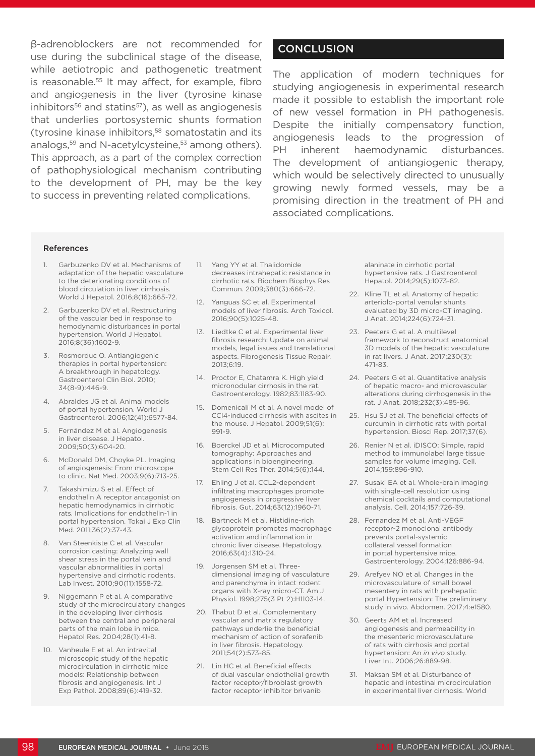β-adrenoblockers are not recommended for use during the subclinical stage of the disease, while aetiotropic and pathogenetic treatment is reasonable.[55] It may affect, for example, fibro and angiogenesis in the liver (tyrosine kinase inhibitors[56] and statins[57]), as well as angiogenesis that underlies portosystemic shunts formation (tyrosine kinase inhibitors,[58] somatostatin and its analogs,[59] and N-acetylcysteine,[53] among others). This approach, as a part of the complex correction of pathophysiological mechanism contributing to the development of PH, may be the key to success in preventing related complications.

## CONCLUSION

The application of modern techniques for studying angiogenesis in experimental research made it possible to establish the important role of new vessel formation in PH pathogenesis. Despite the initially compensatory function, angiogenesis leads to the progression of PH inherent haemodynamic disturbances. The development of antiangiogenic therapy, which would be selectively directed to unusually growing newly formed vessels, may be a promising direction in the treatment of PH and associated complications.

#### References

1. Garbuzenko DV et al. Mechanisms of adaptation of the hepatic vasculature to the deteriorating conditions of blood circulation in liver cirrhosis. World J Hepatol. 2016;8(16):665-72.
2. Garbuzenko DV et al. Restructuring of the vascular bed in response to hemodynamic disturbances in portal hypertension. World J Hepatol. 2016;8(36):1602-9.
3. Rosmorduc O. Antiangiogenic therapies in portal hypertension: A breakthrough in hepatology. Gastroenterol Clin Biol. 2010; 34(8-9):446-9.
4. Abraldes JG et al. Animal models of portal hypertension. World J Gastroenterol. 2006;12(41):6577-84.
5. Fernández M et al. Angiogenesis in liver disease. J Hepatol. 2009;50(3):604-20.
6. McDonald DM, Choyke PL. Imaging of angiogenesis: From microscope to clinic. Nat Med. 2003;9(6):713-25.
7. Takashimizu S et al. Effect of endothelin A receptor antagonist on hepatic hemodynamics in cirrhotic rats. Implications for endothelin-1 in portal hypertension. Tokai J Exp Clin Med. 2011;36(2):37-43.
8. Van Steenkiste C et al. Vascular corrosion casting: Analyzing wall shear stress in the portal vein and vascular abnormalities in portal hypertensive and cirrhotic rodents. Lab Invest. 2010;90(11):1558-72.
9. Niggemann P et al. A comparative study of the microcirculatory changes in the developing liver cirrhosis between the central and peripheral parts of the main lobe in mice. Hepatol Res. 2004;28(1):41-8.
10. Vanheule E et al. An intravital microscopic study of the hepatic microcirculation in cirrhotic mice models: Relationship between fibrosis and angiogenesis. Int J Exp Pathol. 2008;89(6):419-32.
11. Yang YY et al. Thalidomide decreases intrahepatic resistance in cirrhotic rats. Biochem Biophys Res Commun. 2009;380(3):666-72.
12. Yanguas SC et al. Experimental models of liver fibrosis. Arch Toxicol. 2016;90(5):1025-48.
13. Liedtke C et al. Experimental liver fibrosis research: Update on animal models, legal issues and translational aspects. Fibrogenesis Tissue Repair. 2013;6:19.
14. Proctor E, Chatamra K. High yield micronodular cirrhosis in the rat. Gastroenterology. 1982;83:1183-90.
15. Domenicali M et al. A novel model of CCl4-induced cirrhosis with ascites in the mouse. J Hepatol. 2009;51(6): 991-9.
16. Boerckel JD et al. Microcomputed tomography: Approaches and applications in bioengineering. Stem Cell Res Ther. 2014;5(6):144.
17. Ehling J et al. CCL2-dependent infiltrating macrophages promote angiogenesis in progressive liver fibrosis. Gut. 2014;63(12):1960-71.
18. Bartneck M et al. Histidine-rich glycoprotein promotes macrophage activation and inflammation in chronic liver disease. Hepatology. 2016;63(4):1310-24.
19. Jorgensen SM et al. Three-dimensional imaging of vasculature and parenchyma in intact rodent organs with X-ray micro-CT. Am J Physiol. 1998;275(3 Pt 2):H1103-14.
20. Thabut D et al. Complementary vascular and matrix regulatory pathways underlie the beneficial mechanism of action of sorafenib in liver fibrosis. Hepatology. 2011;54(2):573-85.
21. Lin HC et al. Beneficial effects of dual vascular endothelial growth factor receptor/fibroblast growth factor receptor inhibitor brivanib alaninate in cirrhotic portal hypertensive rats. J Gastroenterol Hepatol. 2014;29(5):1073-82.
22. Kline TL et al. Anatomy of hepatic arteriolo-portal venular shunts evaluated by 3D micro-CT imaging. J Anat. 2014;224(6):724-31.
23. Peeters G et al. A multilevel framework to reconstruct anatomical 3D models of the hepatic vasculature in rat livers. J Anat. 2017;230(3): 471-83.
24. Peeters G et al. Quantitative analysis of hepatic macro- and microvascular alterations during cirrhogenesis in the rat. J Anat. 2018;232(3):485-96.
25. Hsu SJ et al. The beneficial effects of curcumin in cirrhotic rats with portal hypertension. Biosci Rep. 2017;37(6).
26. Renier N et al. iDISCO: Simple, rapid method to immunolabel large tissue samples for volume imaging. Cell. 2014;159:896-910.
27. Susaki EA et al. Whole-brain imaging with single-cell resolution using chemical cocktails and computational analysis. Cell. 2014;157:726-39.
28. Fernandez M et al. Anti-VEGF receptor-2 monoclonal antibody prevents portal-systemic collateral vessel formation in portal hypertensive mice. Gastroenterology. 2004;126:886-94.
29. Arefyev NO et al. Changes in the microvasculature of small bowel mesentery in rats with prehepatic portal Hypertension: The preliminary study in vivo. Abdomen. 2017;4:e1580.
30. Geerts AM et al. Increased angiogenesis and permeability in the mesenteric microvasculature of rats with cirrhosis and portal hypertension: An *in vivo* study. Liver Int. 2006;26:889-98.
31. Maksan SM et al. Disturbance of hepatic and intestinal microcirculation in experimental liver cirrhosis. World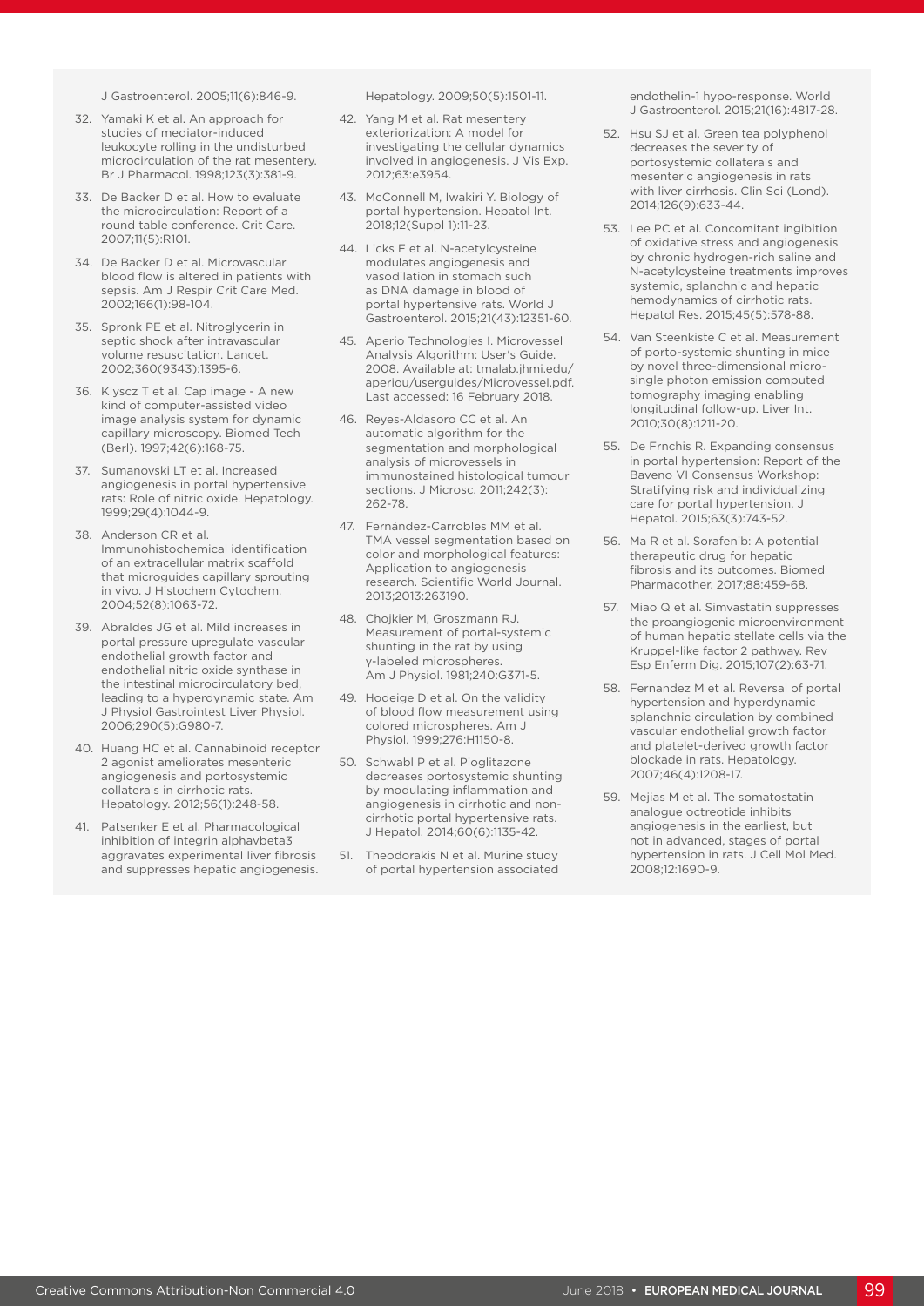J Gastroenterol. 2005;11(6):846-9.

32. Yamaki K et al. An approach for studies of mediator-induced leukocyte rolling in the undisturbed microcirculation of the rat mesentery. Br J Pharmacol. 1998;123(3):381-9.
33. De Backer D et al. How to evaluate the microcirculation: Report of a round table conference. Crit Care. 2007;11(5):R101.
34. De Backer D et al. Microvascular blood flow is altered in patients with sepsis. Am J Respir Crit Care Med. 2002;166(1):98-104.
35. Spronk PE et al. Nitroglycerin in septic shock after intravascular volume resuscitation. Lancet. 2002;360(9343):1395-6.
36. Klyscz T et al. Cap image - A new kind of computer-assisted video image analysis system for dynamic capillary microscopy. Biomed Tech (Berl). 1997;42(6):168-75.
37. Sumanovski LT et al. Increased angiogenesis in portal hypertensive rats: Role of nitric oxide. Hepatology. 1999;29(4):1044-9.
38. Anderson CR et al. Immunohistochemical identification of an extracellular matrix scaffold that microguides capillary sprouting in vivo. J Histochem Cytochem. 2004;52(8):1063-72.
39. Abraldes JG et al. Mild increases in portal pressure upregulate vascular endothelial growth factor and endothelial nitric oxide synthase in the intestinal microcirculatory bed, leading to a hyperdynamic state. Am J Physiol Gastrointest Liver Physiol. 2006;290(5):G980-7.
40. Huang HC et al. Cannabinoid receptor 2 agonist ameliorates mesenteric angiogenesis and portosystemic collaterals in cirrhotic rats. Hepatology. 2012;56(1):248-58.
41. Patsenker E et al. Pharmacological inhibition of integrin alphavbeta3 aggravates experimental liver fibrosis and suppresses hepatic angiogenesis. Hepatology. 2009;50(5):1501-11.
42. Yang M et al. Rat mesentery exteriorization: A model for investigating the cellular dynamics involved in angiogenesis. J Vis Exp. 2012;63:e3954.
43. McConnell M, Iwakiri Y. Biology of portal hypertension. Hepatol Int. 2018;12(Suppl 1):11-23.
44. Licks F et al. N-acetylcysteine modulates angiogenesis and vasodilation in stomach such as DNA damage in blood of portal hypertensive rats. World J Gastroenterol. 2015;21(43):12351-60.
45. Aperio Technologies I. Microvessel Analysis Algorithm: User's Guide. 2008. Available at: tmalab.jhmi.edu/aperiou/userguides/Microvessel.pdf. Last accessed: 16 February 2018.
46. Reyes-Aldasoro CC et al. An automatic algorithm for the segmentation and morphological analysis of microvessels in immunostained histological tumour sections. J Microsc. 2011;242(3):262-78.
47. Fernández-Carrobles MM et al. TMA vessel segmentation based on color and morphological features: Application to angiogenesis research. Scientific World Journal. 2013;2013:263190.
48. Chojkier M, Groszmann RJ. Measurement of portal-systemic shunting in the rat by using γ-labeled microspheres. Am J Physiol. 1981;240:G371-5.
49. Hodeige D et al. On the validity of blood flow measurement using colored microspheres. Am J Physiol. 1999;276:H1150-8.
50. Schwabl P et al. Pioglitazone decreases portosystemic shunting by modulating inflammation and angiogenesis in cirrhotic and non-cirrhotic portal hypertensive rats. J Hepatol. 2014;60(6):1135-42.
51. Theodorakis N et al. Murine study of portal hypertension associated endothelin-1 hypo-response. World J Gastroenterol. 2015;21(16):4817-28.
52. Hsu SJ et al. Green tea polyphenol decreases the severity of portosystemic collaterals and mesenteric angiogenesis in rats with liver cirrhosis. Clin Sci (Lond). 2014;126(9):633-44.
53. Lee PC et al. Concomitant ingibition of oxidative stress and angiogenesis by chronic hydrogen-rich saline and N-acetylcysteine treatments improves systemic, splanchnic and hepatic hemodynamics of cirrhotic rats. Hepatol Res. 2015;45(5):578-88.
54. Van Steenkiste C et al. Measurement of porto-systemic shunting in mice by novel three-dimensional micro-single photon emission computed tomography imaging enabling longitudinal follow-up. Liver Int. 2010;30(8):1211-20.
55. De Frnchis R. Expanding consensus in portal hypertension: Report of the Baveno VI Consensus Workshop: Stratifying risk and individualizing care for portal hypertension. J Hepatol. 2015;63(3):743-52.
56. Ma R et al. Sorafenib: A potential therapeutic drug for hepatic fibrosis and its outcomes. Biomed Pharmacother. 2017;88:459-68.
57. Miao Q et al. Simvastatin suppresses the proangiogenic microenvironment of human hepatic stellate cells via the Kruppel-like factor 2 pathway. Rev Esp Enferm Dig. 2015;107(2):63-71.
58. Fernandez M et al. Reversal of portal hypertension and hyperdynamic splanchnic circulation by combined vascular endothelial growth factor and platelet-derived growth factor blockade in rats. Hepatology. 2007;46(4):1208-17.
59. Mejias M et al. The somatostatin analogue octreotide inhibits angiogenesis in the earliest, but not in advanced, stages of portal hypertension in rats. J Cell Mol Med. 2008;12:1690-9.